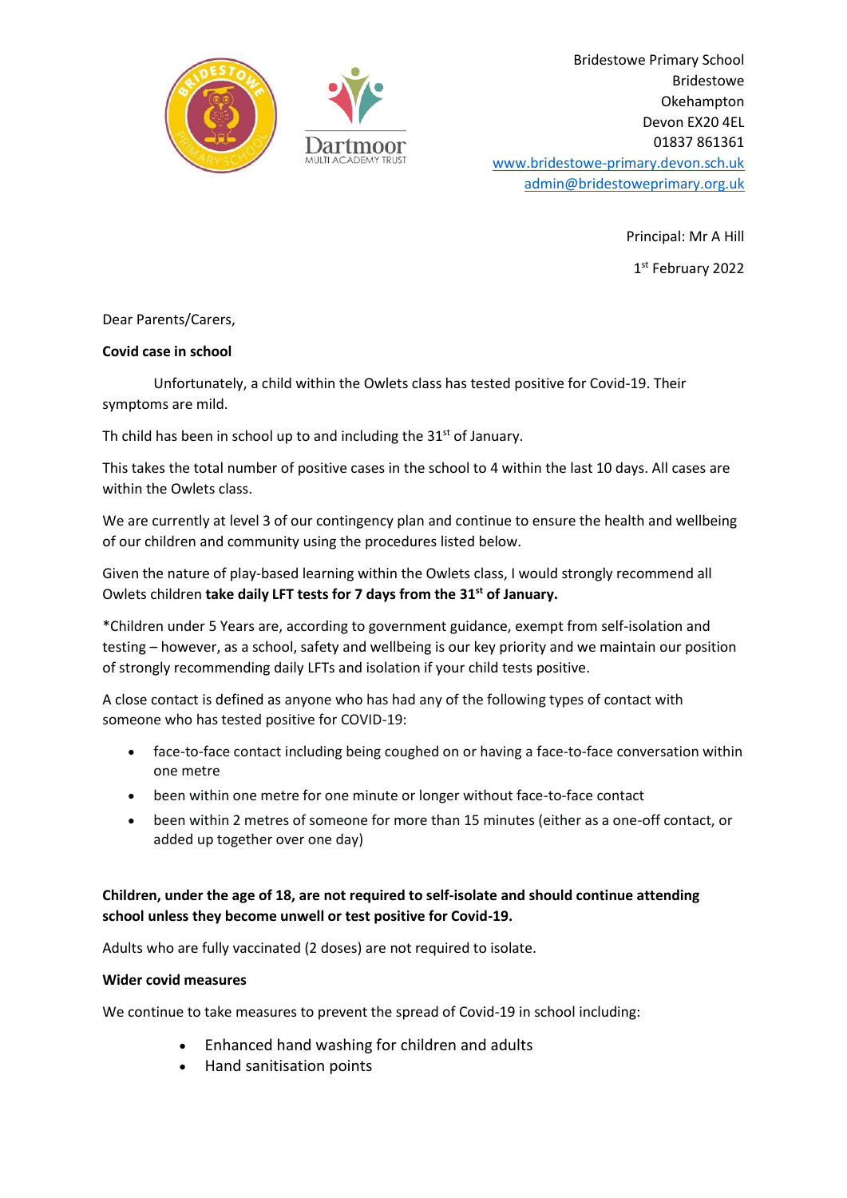Bridestowe Primary School
Bridestowe
Okehampton
Devon EX20 4EL
01837 861361
www.bridestowe-primary.devon.sch.uk
admin@bridestoweprimary.org.uk

Principal: Mr A Hill

1st February 2022

Dear Parents/Carers,

**Covid case in school**

Unfortunately, a child within the Owlets class has tested positive for Covid-19. Their symptoms are mild.

Th child has been in school up to and including the 31st of January.

This takes the total number of positive cases in the school to 4 within the last 10 days. All cases are within the Owlets class.

We are currently at level 3 of our contingency plan and continue to ensure the health and wellbeing of our children and community using the procedures listed below.

Given the nature of play-based learning within the Owlets class, I would strongly recommend all Owlets children **take daily LFT tests for 7 days from the 31st of January.**

*Children under 5 Years are, according to government guidance, exempt from self-isolation and testing – however, as a school, safety and wellbeing is our key priority and we maintain our position of strongly recommending daily LFTs and isolation if your child tests positive.

A close contact is defined as anyone who has had any of the following types of contact with someone who has tested positive for COVID-19:

- face-to-face contact including being coughed on or having a face-to-face conversation within one metre
- been within one metre for one minute or longer without face-to-face contact
- been within 2 metres of someone for more than 15 minutes (either as a one-off contact, or added up together over one day)

**Children, under the age of 18, are not required to self-isolate and should continue attending school unless they become unwell or test positive for Covid-19.**

Adults who are fully vaccinated (2 doses) are not required to isolate.

**Wider covid measures**

We continue to take measures to prevent the spread of Covid-19 in school including:

- Enhanced hand washing for children and adults
- Hand sanitisation points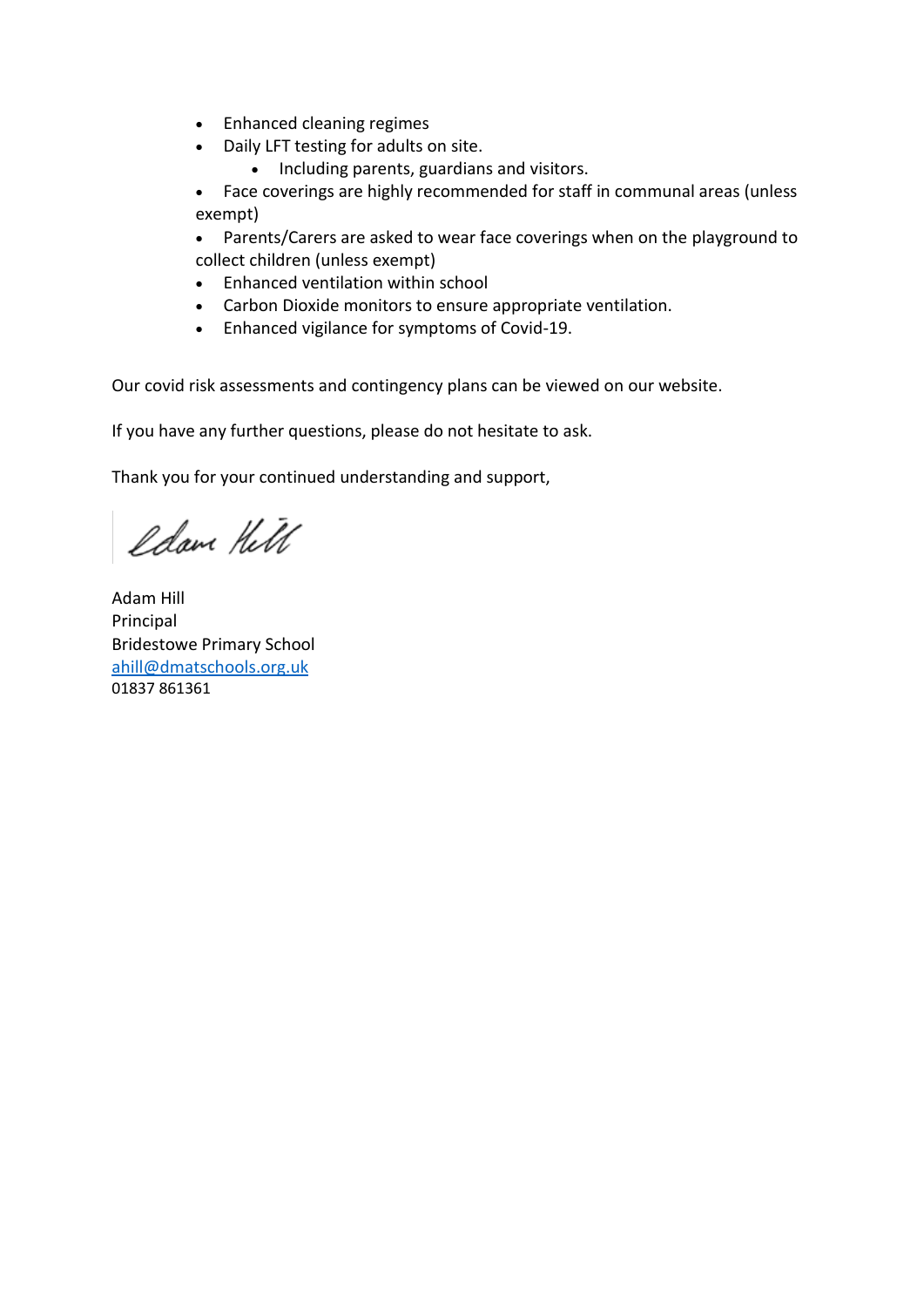- Enhanced cleaning regimes
- Daily LFT testing for adults on site.
    - Including parents, guardians and visitors.
- Face coverings are highly recommended for staff in communal areas (unless exempt)
- Parents/Carers are asked to wear face coverings when on the playground to collect children (unless exempt)
- Enhanced ventilation within school
- Carbon Dioxide monitors to ensure appropriate ventilation.
- Enhanced vigilance for symptoms of Covid-19.

Our covid risk assessments and contingency plans can be viewed on our website.

If you have any further questions, please do not hesitate to ask.

Thank you for your continued understanding and support,

Adam Hill
Principal
Bridestowe Primary School
ahill@dmatschools.org.uk
01837 861361